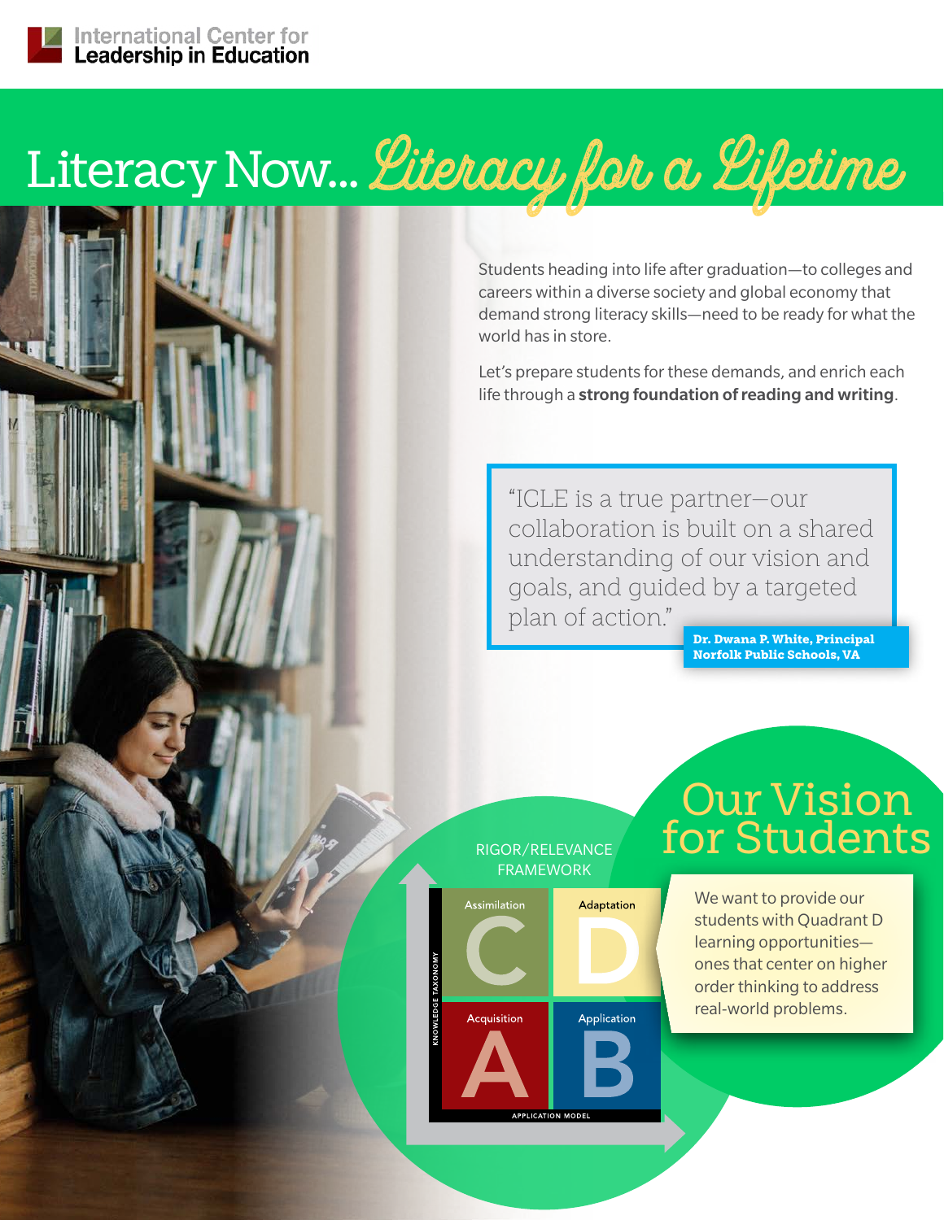International Center for Leadership in Education

# Literacy Now... Literacy for a Lifetime

Students heading into life after graduation—to colleges and careers within a diverse society and global economy that demand strong literacy skills—need to be ready for what the world has in store.

Let's prepare students for these demands, and enrich each life through a **strong foundation of reading and writing**.

> "ICLE is a true partner—our collaboration is built on a shared understanding of our vision and goals, and guided by a targeted plan of action."
>
> **Dr. Dwana P. White, Principal**
> **Norfolk Public Schools, VA**

## Our Vision for Students

RIGOR/RELEVANCE FRAMEWORK

| | | |
|---|---|---|
| KNOWLEDGE TAXONOMY | Assimilation **C** | Adaptation **D** |
| | Acquisition **A** | Application **B** |
| | APPLICATION MODEL | |

We want to provide our students with Quadrant D learning opportunities—ones that center on higher order thinking to address real-world problems.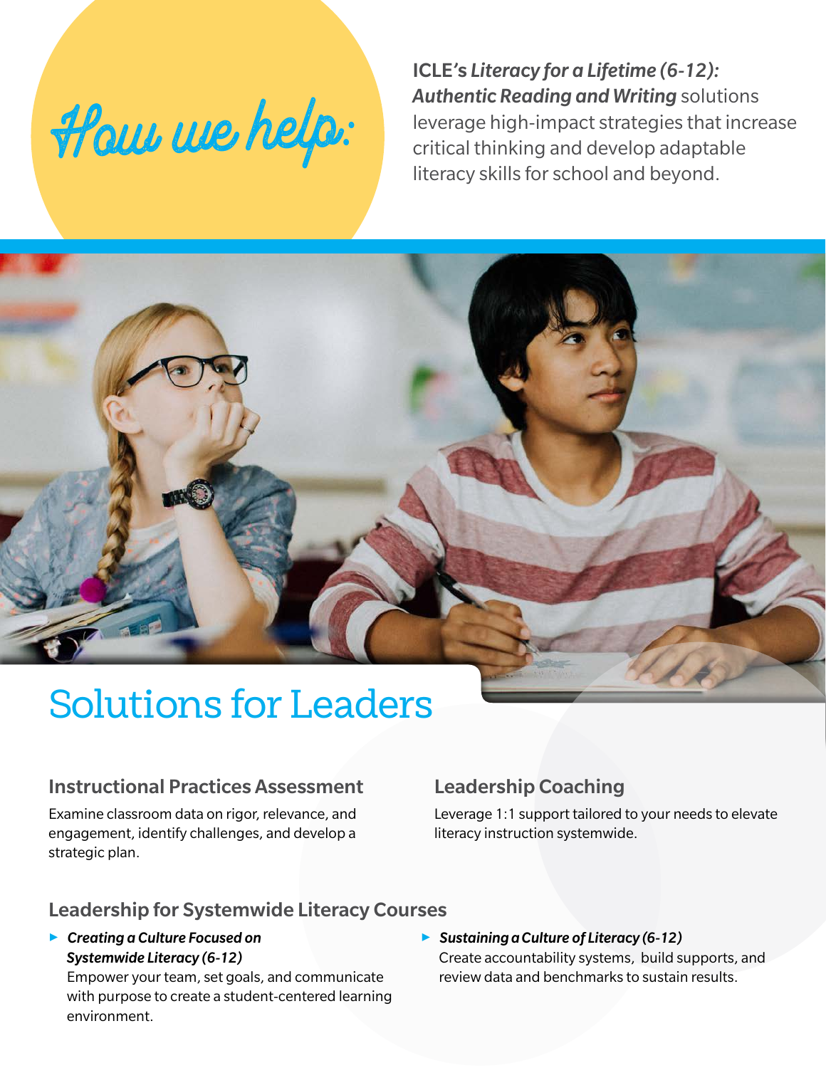# How we help:

**ICLE's *Literacy for a Lifetime (6-12): Authentic Reading and Writing*** solutions leverage high-impact strategies that increase critical thinking and develop adaptable literacy skills for school and beyond.

## Solutions for Leaders

### Instructional Practices Assessment

Examine classroom data on rigor, relevance, and engagement, identify challenges, and develop a strategic plan.

### Leadership Coaching

Leverage 1:1 support tailored to your needs to elevate literacy instruction systemwide.

### Leadership for Systemwide Literacy Courses

- ***Creating a Culture Focused on Systemwide Literacy (6-12)***
  Empower your team, set goals, and communicate with purpose to create a student-centered learning environment.
- ***Sustaining a Culture of Literacy (6-12)***
  Create accountability systems, build supports, and review data and benchmarks to sustain results.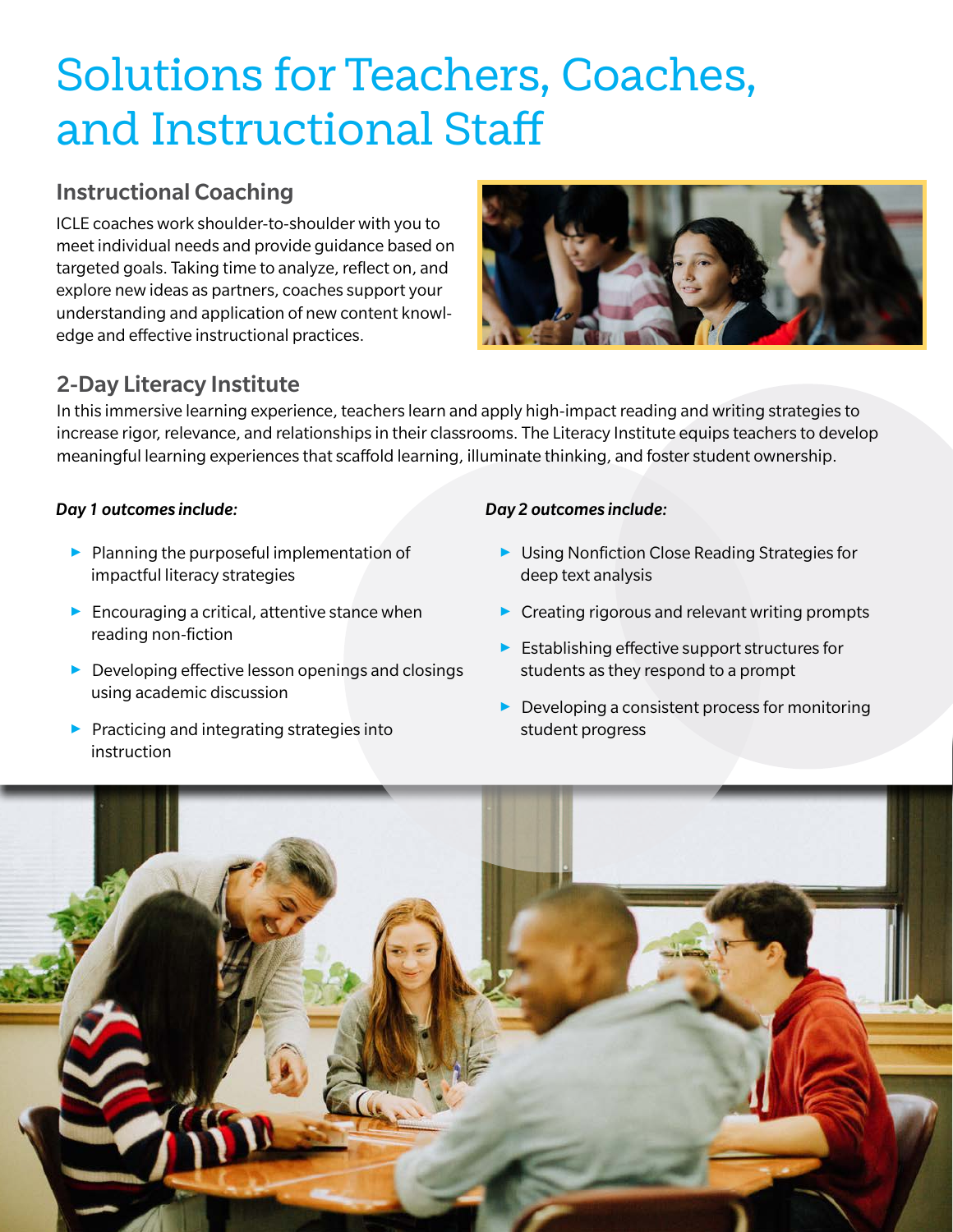# Solutions for Teachers, Coaches, and Instructional Staff

## Instructional Coaching

ICLE coaches work shoulder-to-shoulder with you to meet individual needs and provide guidance based on targeted goals. Taking time to analyze, reflect on, and explore new ideas as partners, coaches support your understanding and application of new content knowledge and effective instructional practices.

## 2-Day Literacy Institute

In this immersive learning experience, teachers learn and apply high-impact reading and writing strategies to increase rigor, relevance, and relationships in their classrooms. The Literacy Institute equips teachers to develop meaningful learning experiences that scaffold learning, illuminate thinking, and foster student ownership.

***Day 1 outcomes include:***

- Planning the purposeful implementation of impactful literacy strategies
- Encouraging a critical, attentive stance when reading non-fiction
- Developing effective lesson openings and closings using academic discussion
- Practicing and integrating strategies into instruction

***Day 2 outcomes include:***

- Using Nonfiction Close Reading Strategies for deep text analysis
- Creating rigorous and relevant writing prompts
- Establishing effective support structures for students as they respond to a prompt
- Developing a consistent process for monitoring student progress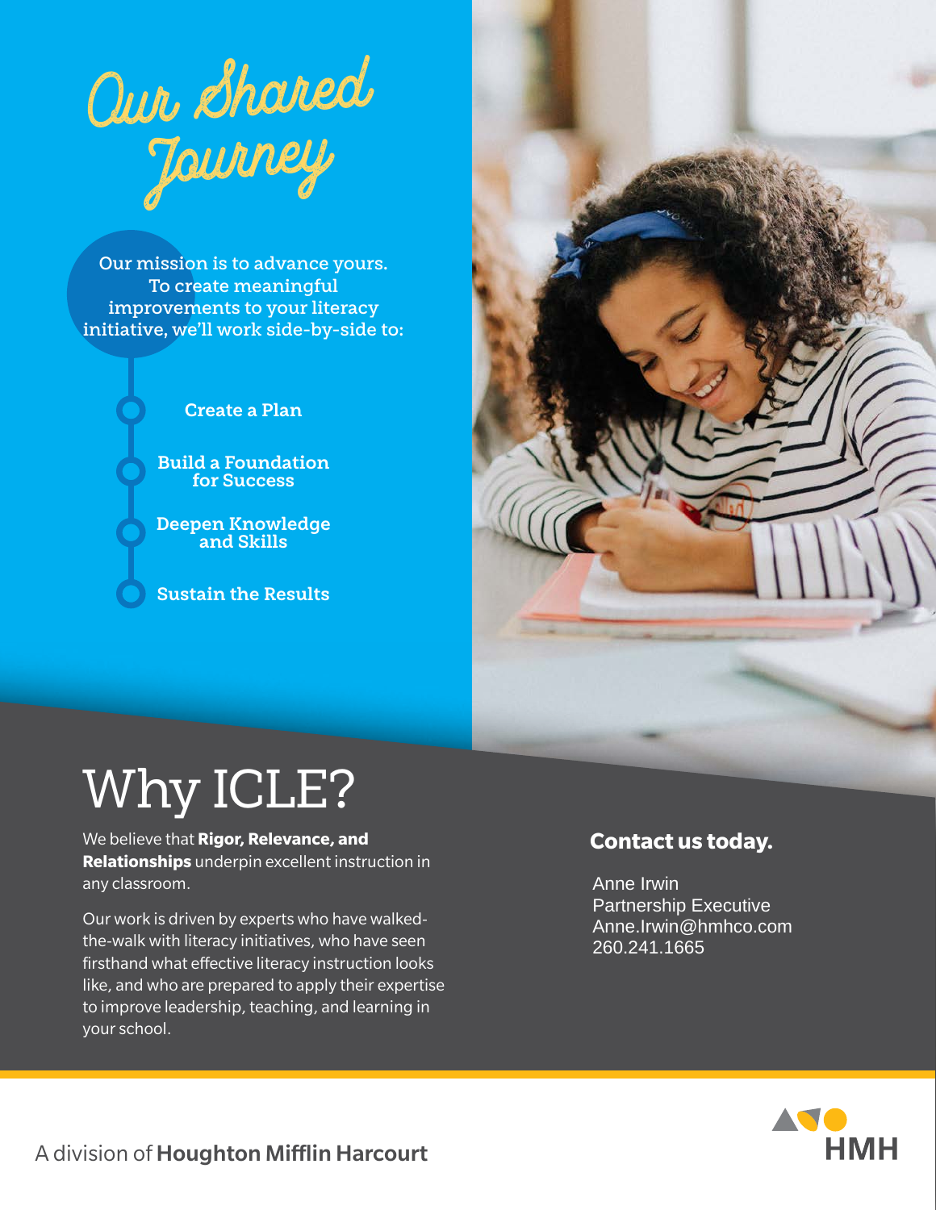# Our Shared Journey

Our mission is to advance yours. To create meaningful improvements to your literacy initiative, we'll work side-by-side to:

- Create a Plan
- Build a Foundation for Success
- Deepen Knowledge and Skills
- Sustain the Results

# Why ICLE?

We believe that **Rigor, Relevance, and Relationships** underpin excellent instruction in any classroom.

Our work is driven by experts who have walked-the-walk with literacy initiatives, who have seen firsthand what effective literacy instruction looks like, and who are prepared to apply their expertise to improve leadership, teaching, and learning in your school.

## Contact us today.

Anne Irwin
Partnership Executive
Anne.Irwin@hmhco.com
260.241.1665

A division of **Houghton Mifflin Harcourt**

HMH